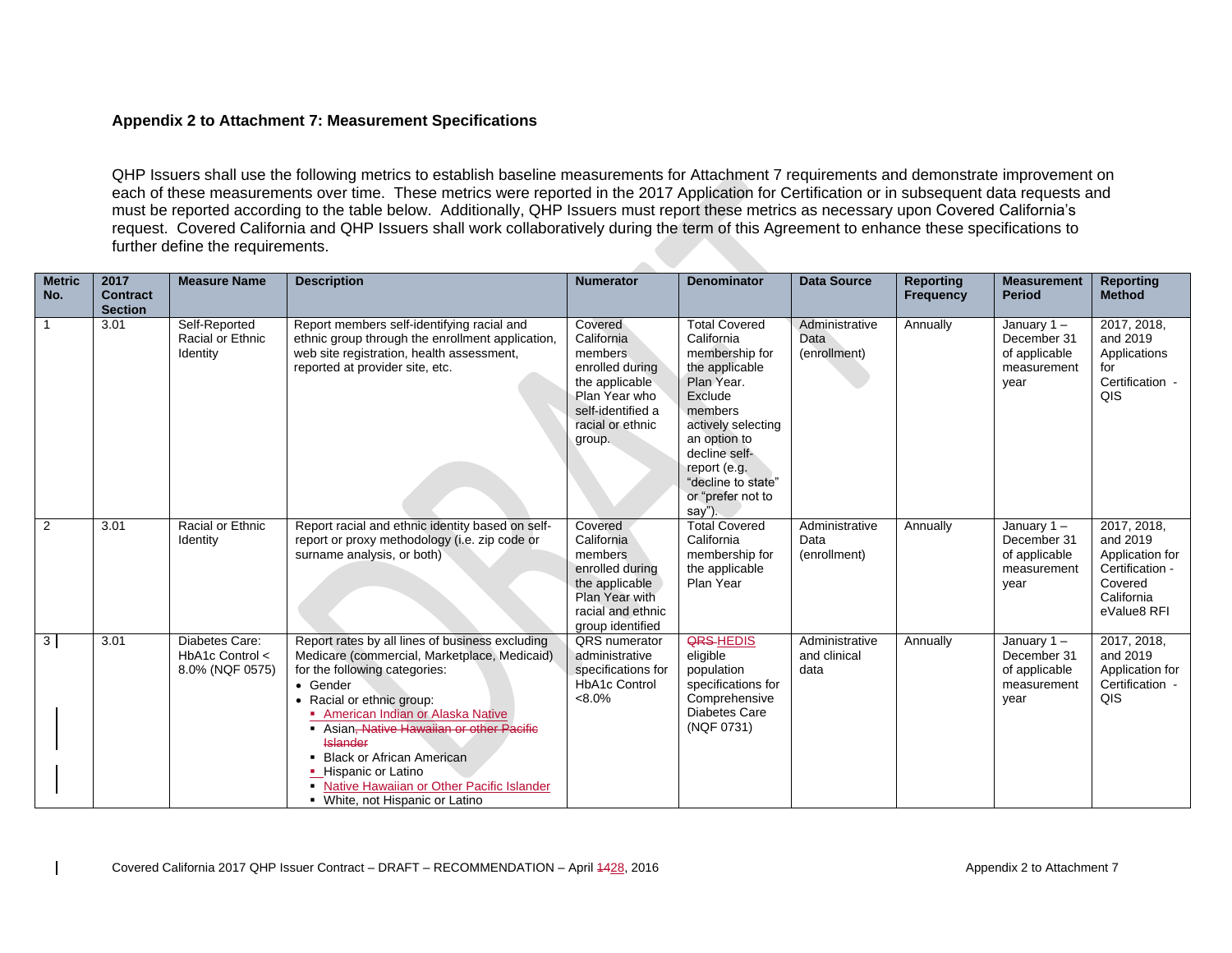### Appendix 2 to Attachment 7: Measurement Specifications

QHP Issuers shall use the following metrics to establish baseline measurements for Attachment 7 requirements and demonstrate improvement on each of these measurements over time. These metrics were reported in the 2017 Application for Certification or in subsequent data requests and must be reported according to the table below. Additionally, QHP Issuers must report these metrics as necessary upon Covered California's request. Covered California and QHP Issuers shall work collaboratively during the term of this Agreement to enhance these specifications to further define the requirements.

| Metric No. | 2017 Contract Section | Measure Name | Description | Numerator | Denominator | Data Source | Reporting Frequency | Measurement Period | Reporting Method |
|---|---|---|---|---|---|---|---|---|---|
| 1 | 3.01 | Self-Reported Racial or Ethnic Identity | Report members self-identifying racial and ethnic group through the enrollment application, web site registration, health assessment, reported at provider site, etc. | Covered California members enrolled during the applicable Plan Year who self-identified a racial or ethnic group. | Total Covered California membership for the applicable Plan Year. Exclude members actively selecting an option to decline self-report (e.g. "decline to state" or "prefer not to say"). | Administrative Data (enrollment) | Annually | January 1 – December 31 of applicable measurement year | 2017, 2018, and 2019 Applications for Certification - QIS |
| 2 | 3.01 | Racial or Ethnic Identity | Report racial and ethnic identity based on self-report or proxy methodology (i.e. zip code or surname analysis, or both) | Covered California members enrolled during the applicable Plan Year with racial and ethnic group identified | Total Covered California membership for the applicable Plan Year | Administrative Data (enrollment) | Annually | January 1 – December 31 of applicable measurement year | 2017, 2018, and 2019 Application for Certification - Covered California eValue8 RFI |
| 3 | 3.01 | Diabetes Care: HbA1c Control < 8.0% (NQF 0575) | Report rates by all lines of business excluding Medicare (commercial, Marketplace, Medicaid) for the following categories:<br>• Gender<br>• Racial or ethnic group:<br>▪ American Indian or Alaska Native<br>▪ Asian~~, Native Hawaiian or other Pacific Islander~~<br>▪ Black or African American<br>▪ Hispanic or Latino<br>▪ Native Hawaiian or Other Pacific Islander<br>▪ White, not Hispanic or Latino | QRS numerator administrative specifications for HbA1c Control <8.0% | ~~QRS~~ HEDIS eligible population specifications for Comprehensive Diabetes Care (NQF 0731) | Administrative and clinical data | Annually | January 1 – December 31 of applicable measurement year | 2017, 2018, and 2019 Application for Certification - QIS |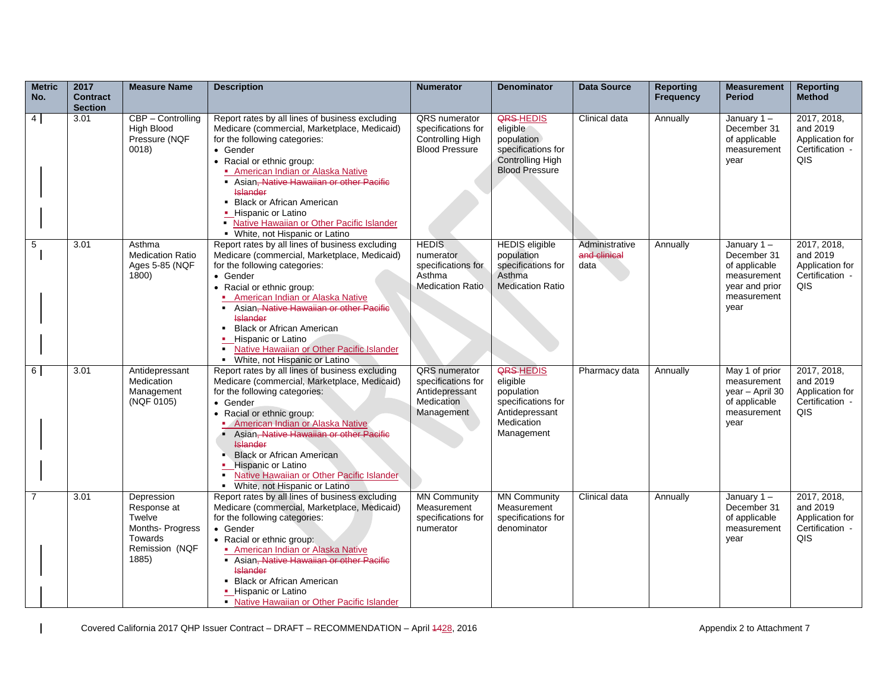| Metric No. | 2017 Contract Section | Measure Name | Description | Numerator | Denominator | Data Source | Reporting Frequency | Measurement Period | Reporting Method |
|---|---|---|---|---|---|---|---|---|---|
| 4 | 3.01 | CBP – Controlling High Blood Pressure (NQF 0018) | Report rates by all lines of business excluding Medicare (commercial, Marketplace, Medicaid) for the following categories:<br>• Gender<br>• Racial or ethnic group:<br>▪ American Indian or Alaska Native<br>▪ Asian~~, Native Hawaiian or other Pacific Islander~~<br>▪ Black or African American<br>▪ Hispanic or Latino<br>▪ Native Hawaiian or Other Pacific Islander<br>▪ White, not Hispanic or Latino | QRS numerator specifications for Controlling High Blood Pressure | ~~QRS~~ HEDIS eligible population specifications for Controlling High Blood Pressure | Clinical data | Annually | January 1 – December 31 of applicable measurement year | 2017, 2018, and 2019 Application for Certification - QIS |
| 5 | 3.01 | Asthma Medication Ratio Ages 5-85 (NQF 1800) | Report rates by all lines of business excluding Medicare (commercial, Marketplace, Medicaid) for the following categories:<br>• Gender<br>• Racial or ethnic group:<br>▪ American Indian or Alaska Native<br>▪ Asian~~, Native Hawaiian or other Pacific Islander~~<br>▪ Black or African American<br>▪ Hispanic or Latino<br>▪ Native Hawaiian or Other Pacific Islander<br>▪ White, not Hispanic or Latino | HEDIS numerator specifications for Asthma Medication Ratio | HEDIS eligible population specifications for Asthma Medication Ratio | Administrative ~~and clinical~~ data | Annually | January 1 – December 31 of applicable measurement year and prior measurement year | 2017, 2018, and 2019 Application for Certification - QIS |
| 6 | 3.01 | Antidepressant Medication Management (NQF 0105) | Report rates by all lines of business excluding Medicare (commercial, Marketplace, Medicaid) for the following categories:<br>• Gender<br>• Racial or ethnic group:<br>▪ American Indian or Alaska Native<br>▪ Asian~~, Native Hawaiian or other Pacific Islander~~<br>▪ Black or African American<br>▪ Hispanic or Latino<br>▪ Native Hawaiian or Other Pacific Islander<br>▪ White, not Hispanic or Latino | QRS numerator specifications for Antidepressant Medication Management | ~~QRS~~ HEDIS eligible population specifications for Antidepressant Medication Management | Pharmacy data | Annually | May 1 of prior measurement year – April 30 of applicable measurement year | 2017, 2018, and 2019 Application for Certification - QIS |
| 7 | 3.01 | Depression Response at Twelve Months- Progress Towards Remission (NQF 1885) | Report rates by all lines of business excluding Medicare (commercial, Marketplace, Medicaid) for the following categories:<br>• Gender<br>• Racial or ethnic group:<br>▪ American Indian or Alaska Native<br>▪ Asian~~, Native Hawaiian or other Pacific Islander~~<br>▪ Black or African American<br>▪ Hispanic or Latino<br>▪ Native Hawaiian or Other Pacific Islander | MN Community Measurement specifications for numerator | MN Community Measurement specifications for denominator | Clinical data | Annually | January 1 – December 31 of applicable measurement year | 2017, 2018, and 2019 Application for Certification - QIS |

Covered California 2017 QHP Issuer Contract – DRAFT – RECOMMENDATION – April ~~14~~28, 2016 — Appendix 2 to Attachment 7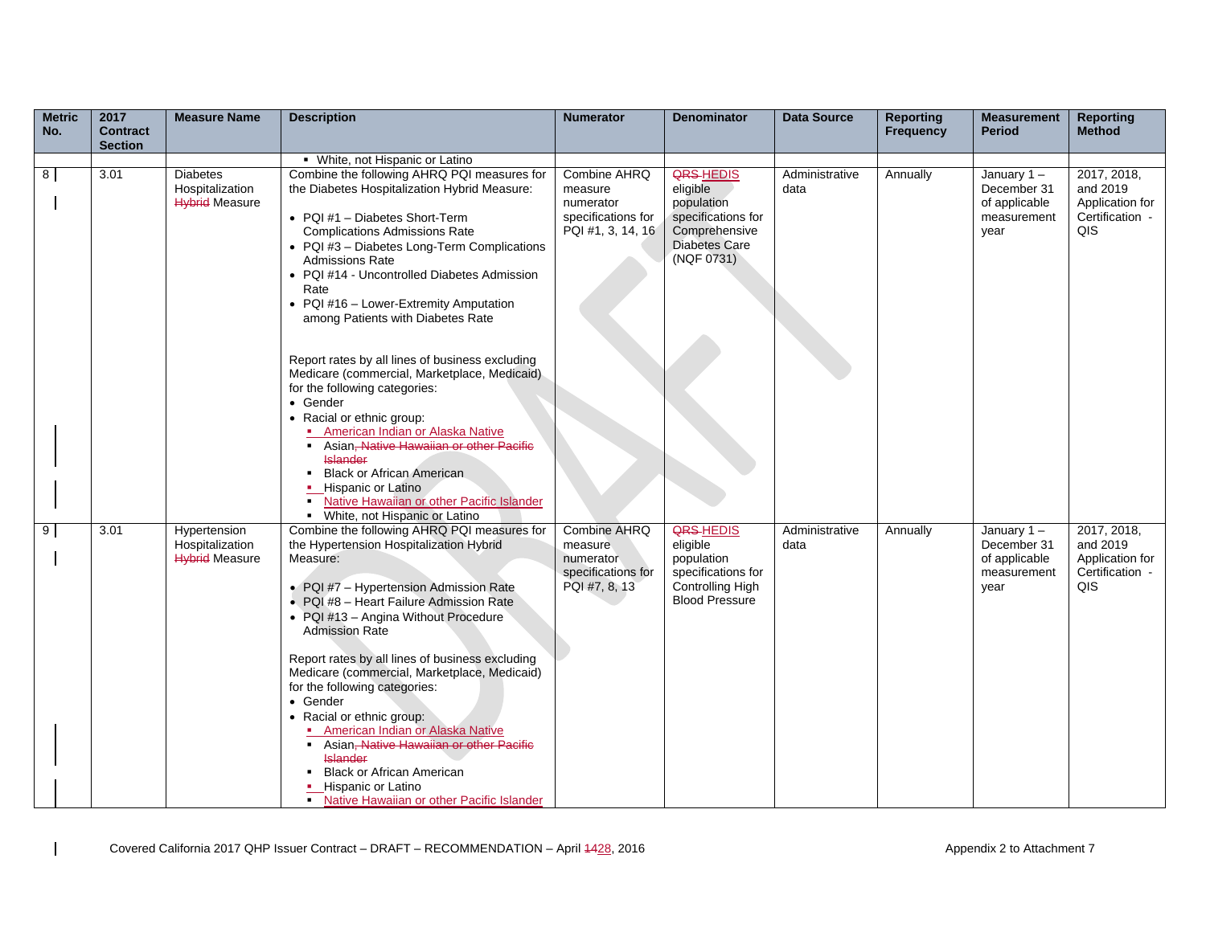| Metric No. | 2017 Contract Section | Measure Name | Description | Numerator | Denominator | Data Source | Reporting Frequency | Measurement Period | Reporting Method |
|---|---|---|---|---|---|---|---|---|---|
| | | | ▪ White, not Hispanic or Latino | | | | | | |
| 8 | 3.01 | Diabetes Hospitalization ~~Hybrid~~ Measure | Combine the following AHRQ PQI measures for the Diabetes Hospitalization Hybrid Measure:<br><br>• PQI #1 – Diabetes Short-Term Complications Admissions Rate<br>• PQI #3 – Diabetes Long-Term Complications Admissions Rate<br>• PQI #14 - Uncontrolled Diabetes Admission Rate<br>• PQI #16 – Lower-Extremity Amputation among Patients with Diabetes Rate<br><br>Report rates by all lines of business excluding Medicare (commercial, Marketplace, Medicaid) for the following categories:<br>• Gender<br>• Racial or ethnic group:<br>▪ American Indian or Alaska Native<br>▪ Asian~~, Native Hawaiian or other Pacific Islander~~<br>▪ Black or African American<br>▪ Hispanic or Latino<br>▪ Native Hawaiian or other Pacific Islander<br>▪ White, not Hispanic or Latino | Combine AHRQ measure numerator specifications for PQI #1, 3, 14, 16 | ~~QRS~~ HEDIS eligible population specifications for Comprehensive Diabetes Care (NQF 0731) | Administrative data | Annually | January 1 – December 31 of applicable measurement year | 2017, 2018, and 2019 Application for Certification - QIS |
| 9 | 3.01 | Hypertension Hospitalization ~~Hybrid~~ Measure | Combine the following AHRQ PQI measures for the Hypertension Hospitalization Hybrid Measure:<br><br>• PQI #7 – Hypertension Admission Rate<br>• PQI #8 – Heart Failure Admission Rate<br>• PQI #13 – Angina Without Procedure Admission Rate<br><br>Report rates by all lines of business excluding Medicare (commercial, Marketplace, Medicaid) for the following categories:<br>• Gender<br>• Racial or ethnic group:<br>▪ American Indian or Alaska Native<br>▪ Asian~~, Native Hawaiian or other Pacific Islander~~<br>▪ Black or African American<br>▪ Hispanic or Latino<br>▪ Native Hawaiian or other Pacific Islander | Combine AHRQ measure numerator specifications for PQI #7, 8, 13 | ~~QRS~~ HEDIS eligible population specifications for Controlling High Blood Pressure | Administrative data | Annually | January 1 – December 31 of applicable measurement year | 2017, 2018, and 2019 Application for Certification - QIS |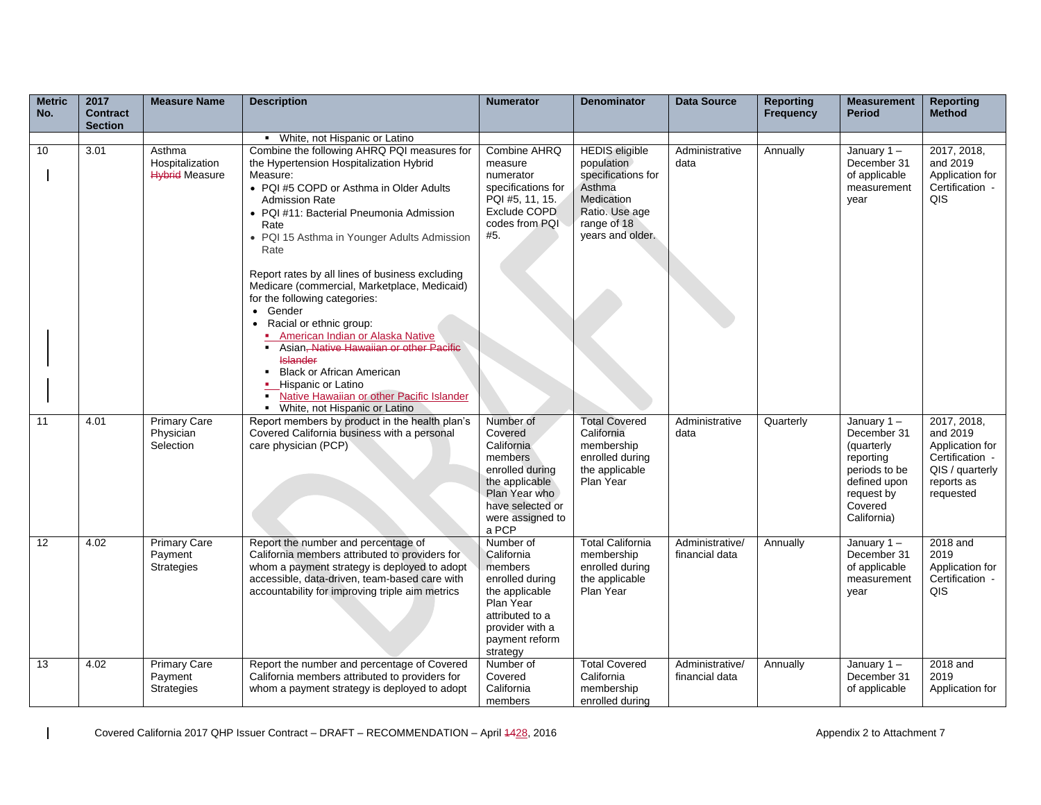| Metric No. | 2017 Contract Section | Measure Name | Description | Numerator | Denominator | Data Source | Reporting Frequency | Measurement Period | Reporting Method |
|---|---|---|---|---|---|---|---|---|---|
| | | | ▪ White, not Hispanic or Latino | | | | | | |
| 10 | 3.01 | Asthma Hospitalization ~~Hybrid~~ Measure | Combine the following AHRQ PQI measures for the Hypertension Hospitalization Hybrid Measure:<br>• PQI #5 COPD or Asthma in Older Adults Admission Rate<br>• PQI #11: Bacterial Pneumonia Admission Rate<br>• PQI 15 Asthma in Younger Adults Admission Rate<br><br>Report rates by all lines of business excluding Medicare (commercial, Marketplace, Medicaid) for the following categories:<br>• Gender<br>• Racial or ethnic group:<br>▪ American Indian or Alaska Native<br>▪ Asian~~, Native Hawaiian or other Pacific Islander~~<br>▪ Black or African American<br>▪ Hispanic or Latino<br>▪ Native Hawaiian or other Pacific Islander<br>▪ White, not Hispanic or Latino | Combine AHRQ measure numerator specifications for PQI #5, 11, 15. Exclude COPD codes from PQI #5. | HEDIS eligible population specifications for Asthma Medication Ratio. Use age range of 18 years and older. | Administrative data | Annually | January 1 – December 31 of applicable measurement year | 2017, 2018, and 2019 Application for Certification - QIS |
| 11 | 4.01 | Primary Care Physician Selection | Report members by product in the health plan's Covered California business with a personal care physician (PCP) | Number of Covered California members enrolled during the applicable Plan Year who have selected or were assigned to a PCP | Total Covered California membership enrolled during the applicable Plan Year | Administrative data | Quarterly | January 1 – December 31 (quarterly reporting periods to be defined upon request by Covered California) | 2017, 2018, and 2019 Application for Certification - QIS / quarterly reports as requested |
| 12 | 4.02 | Primary Care Payment Strategies | Report the number and percentage of California members attributed to providers for whom a payment strategy is deployed to adopt accessible, data-driven, team-based care with accountability for improving triple aim metrics | Number of California members enrolled during the applicable Plan Year attributed to a provider with a payment reform strategy | Total California membership enrolled during the applicable Plan Year | Administrative/ financial data | Annually | January 1 – December 31 of applicable measurement year | 2018 and 2019 Application for Certification - QIS |
| 13 | 4.02 | Primary Care Payment Strategies | Report the number and percentage of Covered California members attributed to providers for whom a payment strategy is deployed to adopt | Number of Covered California members | Total Covered California membership enrolled during | Administrative/ financial data | Annually | January 1 – December 31 of applicable | 2018 and 2019 Application for |

Covered California 2017 QHP Issuer Contract – DRAFT – RECOMMENDATION – April ~~14~~28, 2016

Appendix 2 to Attachment 7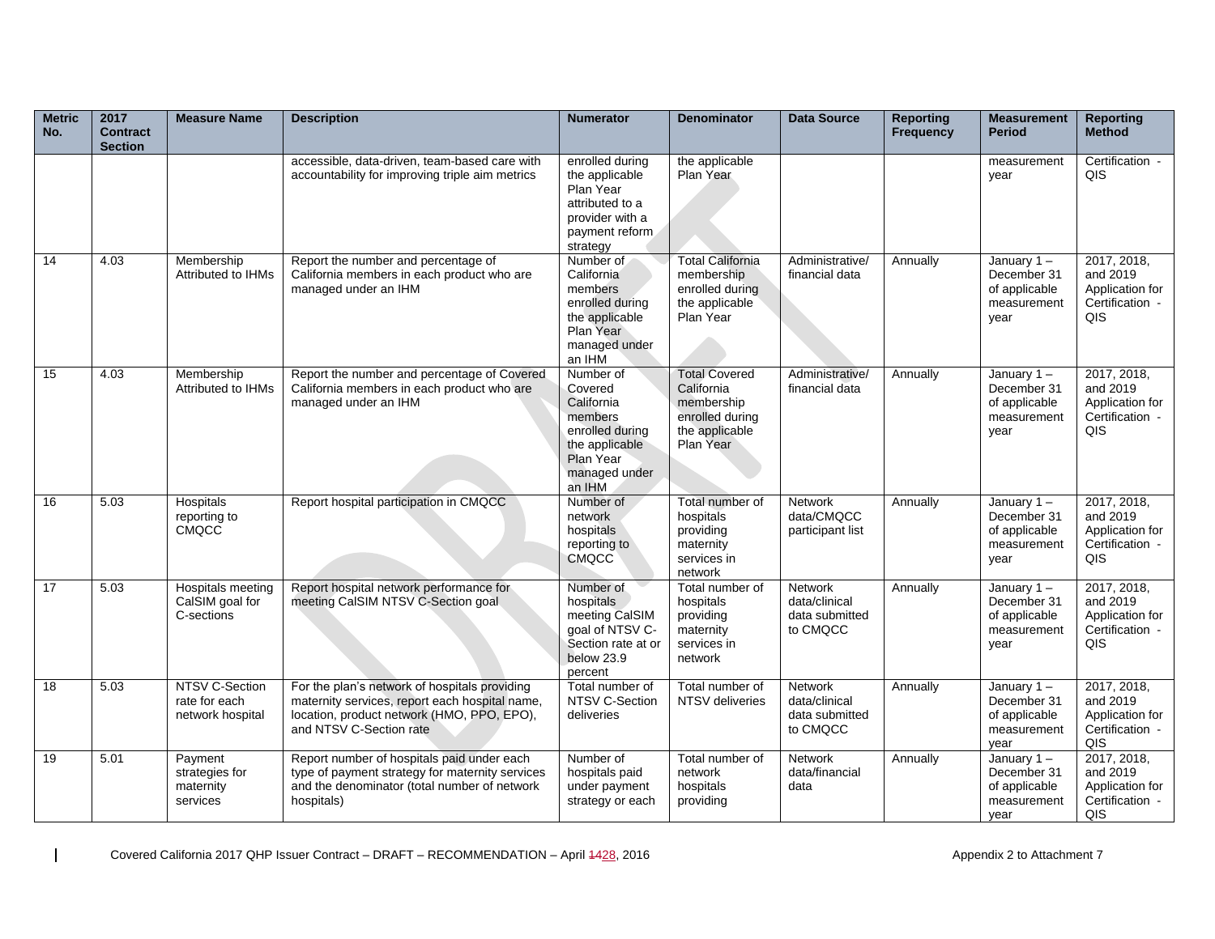| Metric No. | 2017 Contract Section | Measure Name | Description | Numerator | Denominator | Data Source | Reporting Frequency | Measurement Period | Reporting Method |
|---|---|---|---|---|---|---|---|---|---|
| | | | accessible, data-driven, team-based care with accountability for improving triple aim metrics | enrolled during the applicable Plan Year attributed to a provider with a payment reform strategy | the applicable Plan Year | | | measurement year | Certification - QIS |
| 14 | 4.03 | Membership Attributed to IHMs | Report the number and percentage of California members in each product who are managed under an IHM | Number of California members enrolled during the applicable Plan Year managed under an IHM | Total California membership enrolled during the applicable Plan Year | Administrative/ financial data | Annually | January 1 – December 31 of applicable measurement year | 2017, 2018, and 2019 Application for Certification - QIS |
| 15 | 4.03 | Membership Attributed to IHMs | Report the number and percentage of Covered California members in each product who are managed under an IHM | Number of Covered California members enrolled during the applicable Plan Year managed under an IHM | Total Covered California membership enrolled during the applicable Plan Year | Administrative/ financial data | Annually | January 1 – December 31 of applicable measurement year | 2017, 2018, and 2019 Application for Certification - QIS |
| 16 | 5.03 | Hospitals reporting to CMQCC | Report hospital participation in CMQCC | Number of network hospitals reporting to CMQCC | Total number of hospitals providing maternity services in network | Network data/CMQCC participant list | Annually | January 1 – December 31 of applicable measurement year | 2017, 2018, and 2019 Application for Certification - QIS |
| 17 | 5.03 | Hospitals meeting CalSIM goal for C-sections | Report hospital network performance for meeting CalSIM NTSV C-Section goal | Number of hospitals meeting CalSIM goal of NTSV C-Section rate at or below 23.9 percent | Total number of hospitals providing maternity services in network | Network data/clinical data submitted to CMQCC | Annually | January 1 – December 31 of applicable measurement year | 2017, 2018, and 2019 Application for Certification - QIS |
| 18 | 5.03 | NTSV C-Section rate for each network hospital | For the plan's network of hospitals providing maternity services, report each hospital name, location, product network (HMO, PPO, EPO), and NTSV C-Section rate | Total number of NTSV C-Section deliveries | Total number of NTSV deliveries | Network data/clinical data submitted to CMQCC | Annually | January 1 – December 31 of applicable measurement year | 2017, 2018, and 2019 Application for Certification - QIS |
| 19 | 5.01 | Payment strategies for maternity services | Report number of hospitals paid under each type of payment strategy for maternity services and the denominator (total number of network hospitals) | Number of hospitals paid under payment strategy or each | Total number of network hospitals providing | Network data/financial data | Annually | January 1 – December 31 of applicable measurement year | 2017, 2018, and 2019 Application for Certification - QIS |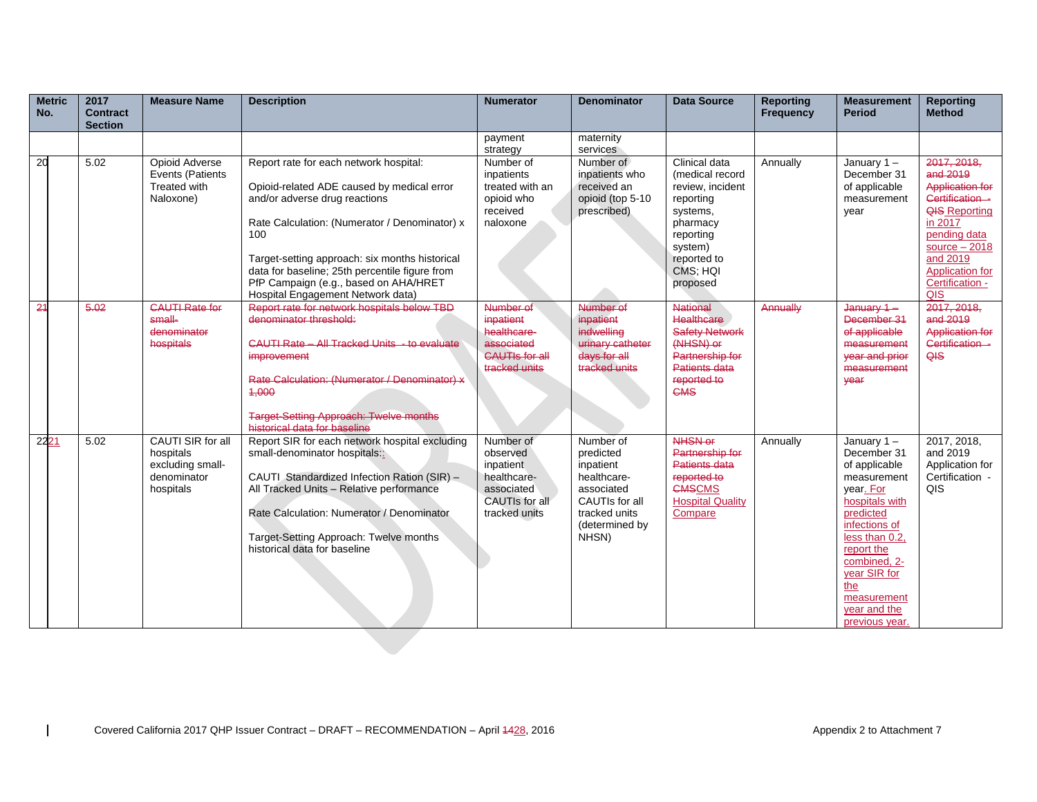| Metric No. | 2017 Contract Section | Measure Name | Description | Numerator | Denominator | Data Source | Reporting Frequency | Measurement Period | Reporting Method |
|---|---|---|---|---|---|---|---|---|---|
| | | | | payment strategy | maternity services | | | | |
| 20 | 5.02 | Opioid Adverse Events (Patients Treated with Naloxone) | Report rate for each network hospital:<br><br>Opioid-related ADE caused by medical error and/or adverse drug reactions<br><br>Rate Calculation: (Numerator / Denominator) x 100<br><br>Target-setting approach: six months historical data for baseline; 25th percentile figure from PfP Campaign (e.g., based on AHA/HRET Hospital Engagement Network data) | Number of inpatients treated with an opioid who received naloxone | Number of inpatients who received an opioid (top 5-10 prescribed) | Clinical data (medical record review, incident reporting systems, pharmacy reporting system) reported to CMS; HQI proposed | Annually | January 1 – December 31 of applicable measurement year | ~~2017, 2018, and 2019 Application for Certification - QIS~~ Reporting in 2017 pending data source – 2018 and 2019 Application for Certification - QIS |
| ~~21~~ | ~~5.02~~ | ~~CAUTI Rate for small-denominator hospitals~~ | ~~Report rate for network hospitals below TBD denominator threshold:~~<br><br>~~CAUTI Rate – All Tracked Units - to evaluate improvement~~<br><br>~~Rate Calculation: (Numerator / Denominator) x 1,000~~<br><br>~~Target-Setting Approach: Twelve months historical data for baseline~~ | ~~Number of inpatient healthcare-associated CAUTIs for all tracked units~~ | ~~Number of inpatient indwelling urinary catheter days for all tracked units~~ | ~~National Healthcare Safety Network (NHSN) or Partnership for Patients data reported to CMS~~ | ~~Annually~~ | ~~January 1 – December 31 of applicable measurement year and prior measurement year~~ | ~~2017, 2018, and 2019 Application for Certification - QIS~~ |
| ~~22~~21 | 5.02 | CAUTI SIR for all hospitals excluding small-denominator hospitals | Report SIR for each network hospital excluding small-denominator hospitals:<br><br>CAUTI Standardized Infection Ration (SIR) – All Tracked Units – Relative performance<br><br>Rate Calculation: Numerator / Denominator<br><br>Target-Setting Approach: Twelve months historical data for baseline | Number of observed inpatient healthcare-associated CAUTIs for all tracked units | Number of predicted inpatient healthcare-associated CAUTIs for all tracked units (determined by NHSN) | ~~NHSN or Partnership for Patients data reported to CMS~~CMS Hospital Quality Compare | Annually | January 1 – December 31 of applicable measurement year. For hospitals with predicted infections of less than 0.2, report the combined, 2-year SIR for the measurement year and the previous year. | 2017, 2018, and 2019 Application for Certification - QIS |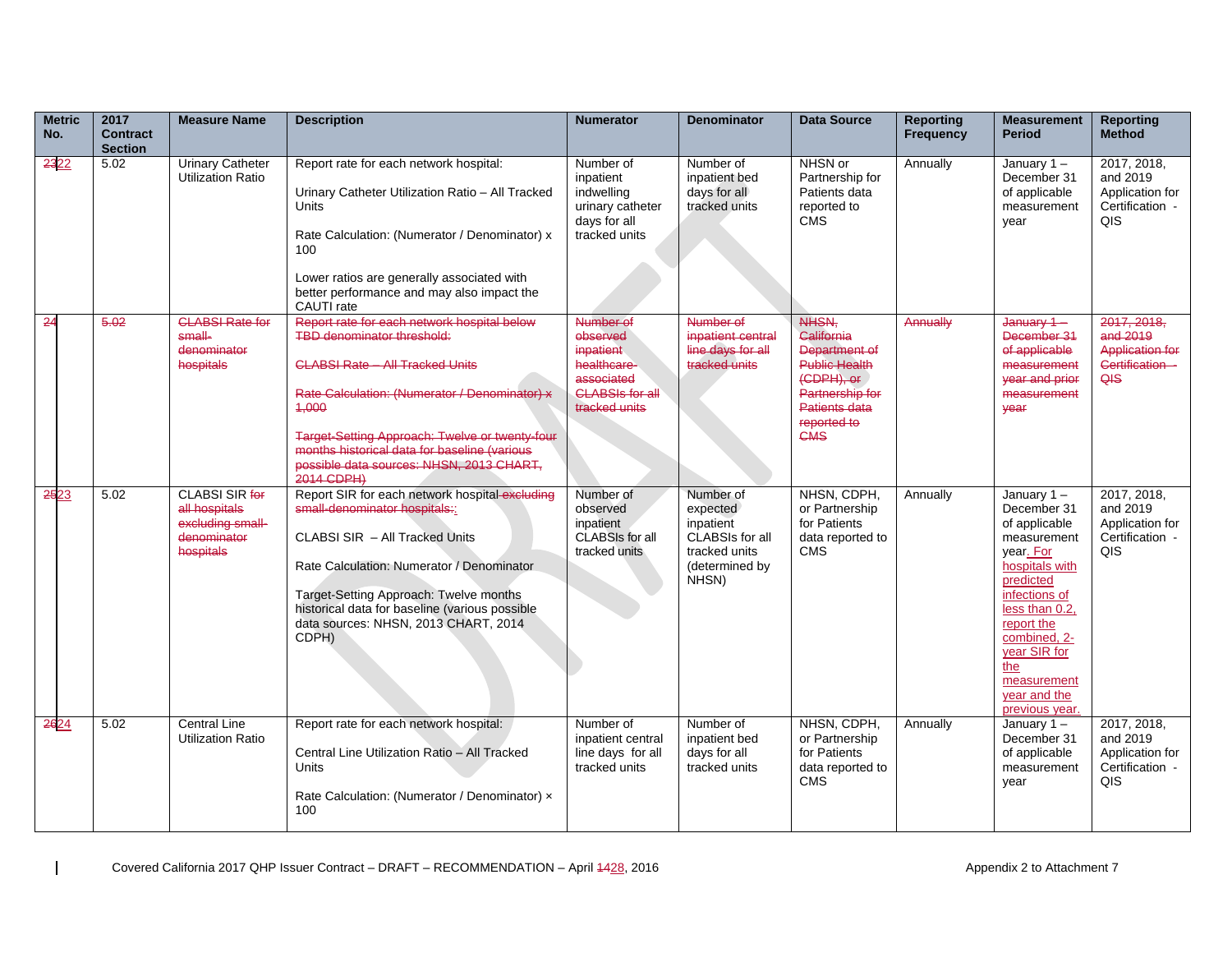| Metric No. | 2017 Contract Section | Measure Name | Description | Numerator | Denominator | Data Source | Reporting Frequency | Measurement Period | Reporting Method |
|---|---|---|---|---|---|---|---|---|---|
| ~~23~~22 | 5.02 | Urinary Catheter Utilization Ratio | Report rate for each network hospital:<br><br>Urinary Catheter Utilization Ratio – All Tracked Units<br><br>Rate Calculation: (Numerator / Denominator) x 100<br><br>Lower ratios are generally associated with better performance and may also impact the CAUTI rate | Number of inpatient indwelling urinary catheter days for all tracked units | Number of inpatient bed days for all tracked units | NHSN or Partnership for Patients data reported to CMS | Annually | January 1 – December 31 of applicable measurement year | 2017, 2018, and 2019 Application for Certification - QIS |
| ~~24~~ | ~~5.02~~ | ~~CLABSI Rate for small-denominator hospitals~~ | ~~Report rate for each network hospital below TBD denominator threshold:~~<br><br>~~CLABSI Rate – All Tracked Units~~<br><br>~~Rate Calculation: (Numerator / Denominator) x 1,000~~<br><br>~~Target-Setting Approach: Twelve or twenty-four months historical data for baseline (various possible data sources: NHSN, 2013 CHART, 2014 CDPH)~~ | ~~Number of observed inpatient healthcare-associated CLABSIs for all tracked units~~ | ~~Number of inpatient central line days for all tracked units~~ | ~~NHSN, California Department of Public Health (CDPH), or Partnership for Patients data reported to CMS~~ | ~~Annually~~ | ~~January 1 – December 31 of applicable measurement year and prior measurement year~~ | ~~2017, 2018, and 2019 Application for Certification - QIS~~ |
| ~~25~~23 | 5.02 | CLABSI SIR ~~for all hospitals excluding small-denominator hospitals~~ | Report SIR for each network hospital ~~excluding small-denominator hospitals~~:<br><br>CLABSI SIR – All Tracked Units<br><br>Rate Calculation: Numerator / Denominator<br><br>Target-Setting Approach: Twelve months historical data for baseline (various possible data sources: NHSN, 2013 CHART, 2014 CDPH) | Number of observed inpatient CLABSIs for all tracked units | Number of expected inpatient CLABSIs for all tracked units (determined by NHSN) | NHSN, CDPH, or Partnership for Patients data reported to CMS | Annually | January 1 – December 31 of applicable measurement year. For hospitals with predicted infections of less than 0.2, report the combined, 2-year SIR for the measurement year and the previous year. | 2017, 2018, and 2019 Application for Certification - QIS |
| ~~26~~24 | 5.02 | Central Line Utilization Ratio | Report rate for each network hospital:<br><br>Central Line Utilization Ratio – All Tracked Units<br><br>Rate Calculation: (Numerator / Denominator) × 100 | Number of inpatient central line days for all tracked units | Number of inpatient bed days for all tracked units | NHSN, CDPH, or Partnership for Patients data reported to CMS | Annually | January 1 – December 31 of applicable measurement year | 2017, 2018, and 2019 Application for Certification - QIS |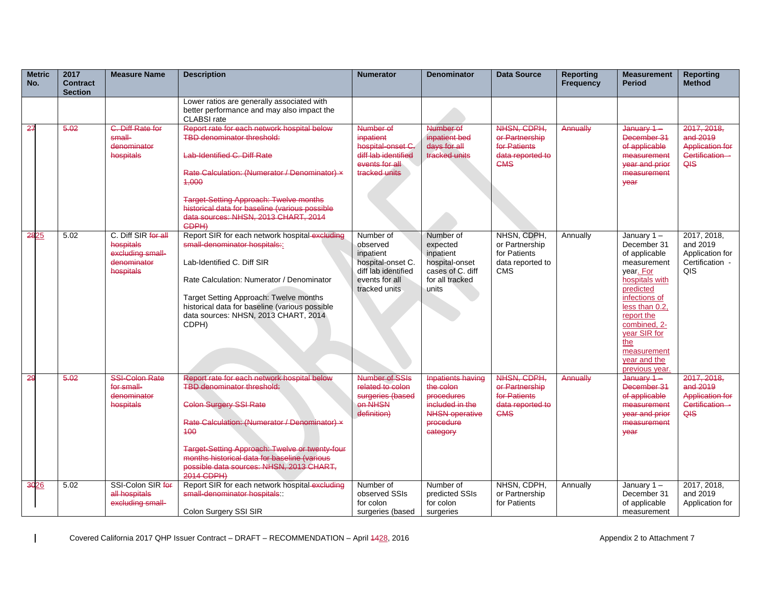| Metric No. | 2017 Contract Section | Measure Name | Description | Numerator | Denominator | Data Source | Reporting Frequency | Measurement Period | Reporting Method |
|---|---|---|---|---|---|---|---|---|---|
| | | | Lower ratios are generally associated with better performance and may also impact the CLABSI rate | | | | | | |
| ~~27~~ | ~~5.02~~ | ~~C. Diff Rate for small-denominator hospitals~~ | ~~Report rate for each network hospital below TBD denominator threshold:~~<br><br>~~Lab-Identified C. Diff Rate~~<br><br>~~Rate Calculation: (Numerator / Denominator) × 1,000~~<br><br>~~Target-Setting Approach: Twelve months historical data for baseline (various possible data sources: NHSN, 2013 CHART, 2014 CDPH)~~ | ~~Number of inpatient hospital-onset C. diff lab identified events for all tracked units~~ | ~~Number of inpatient bed days for all tracked units~~ | ~~NHSN, CDPH, or Partnership for Patients data reported to CMS~~ | ~~Annually~~ | ~~January 1 – December 31 of applicable measurement year and prior measurement year~~ | ~~2017, 2018, and 2019 Application for Certification - QIS~~ |
| ~~28~~25 | 5.02 | C. Diff SIR ~~for all hospitals excluding small-denominator hospitals~~ | Report SIR for each network hospital ~~excluding small-denominator hospitals:~~:<br><br>Lab-Identified C. Diff SIR<br><br>Rate Calculation: Numerator / Denominator<br><br>Target Setting Approach: Twelve months historical data for baseline (various possible data sources: NHSN, 2013 CHART, 2014 CDPH) | Number of observed inpatient hospital-onset C. diff lab identified events for all tracked units | Number of expected inpatient hospital-onset cases of C. diff for all tracked units | NHSN, CDPH, or Partnership for Patients data reported to CMS | Annually | January 1 – December 31 of applicable measurement year. For hospitals with predicted infections of less than 0.2, report the combined, 2-year SIR for the measurement year and the previous year. | 2017, 2018, and 2019 Application for Certification - QIS |
| ~~29~~ | ~~5.02~~ | ~~SSI-Colon Rate for small-denominator hospitals~~ | ~~Report rate for each network hospital below TBD denominator threshold:~~<br><br>~~Colon Surgery SSI Rate~~<br><br>~~Rate Calculation: (Numerator / Denominator) × 100~~<br><br>~~Target-Setting Approach: Twelve or twenty-four months historical data for baseline (various possible data sources: NHSN, 2013 CHART, 2014 CDPH)~~ | ~~Number of SSIs related to colon surgeries (based on NHSN definition)~~ | ~~Inpatients having the colon procedures included in the NHSN operative procedure category~~ | ~~NHSN, CDPH, or Partnership for Patients data reported to CMS~~ | ~~Annually~~ | ~~January 1 – December 31 of applicable measurement year and prior measurement year~~ | ~~2017, 2018, and 2019 Application for Certification - QIS~~ |
| ~~30~~26 | 5.02 | SSI-Colon SIR ~~for all hospitals excluding small-~~ | Report SIR for each network hospital ~~excluding small-denominator hospitals:~~:<br><br>Colon Surgery SSI SIR | Number of observed SSIs for colon surgeries (based | Number of predicted SSIs for colon surgeries | NHSN, CDPH, or Partnership for Patients | Annually | January 1 – December 31 of applicable measurement | 2017, 2018, and 2019 Application for |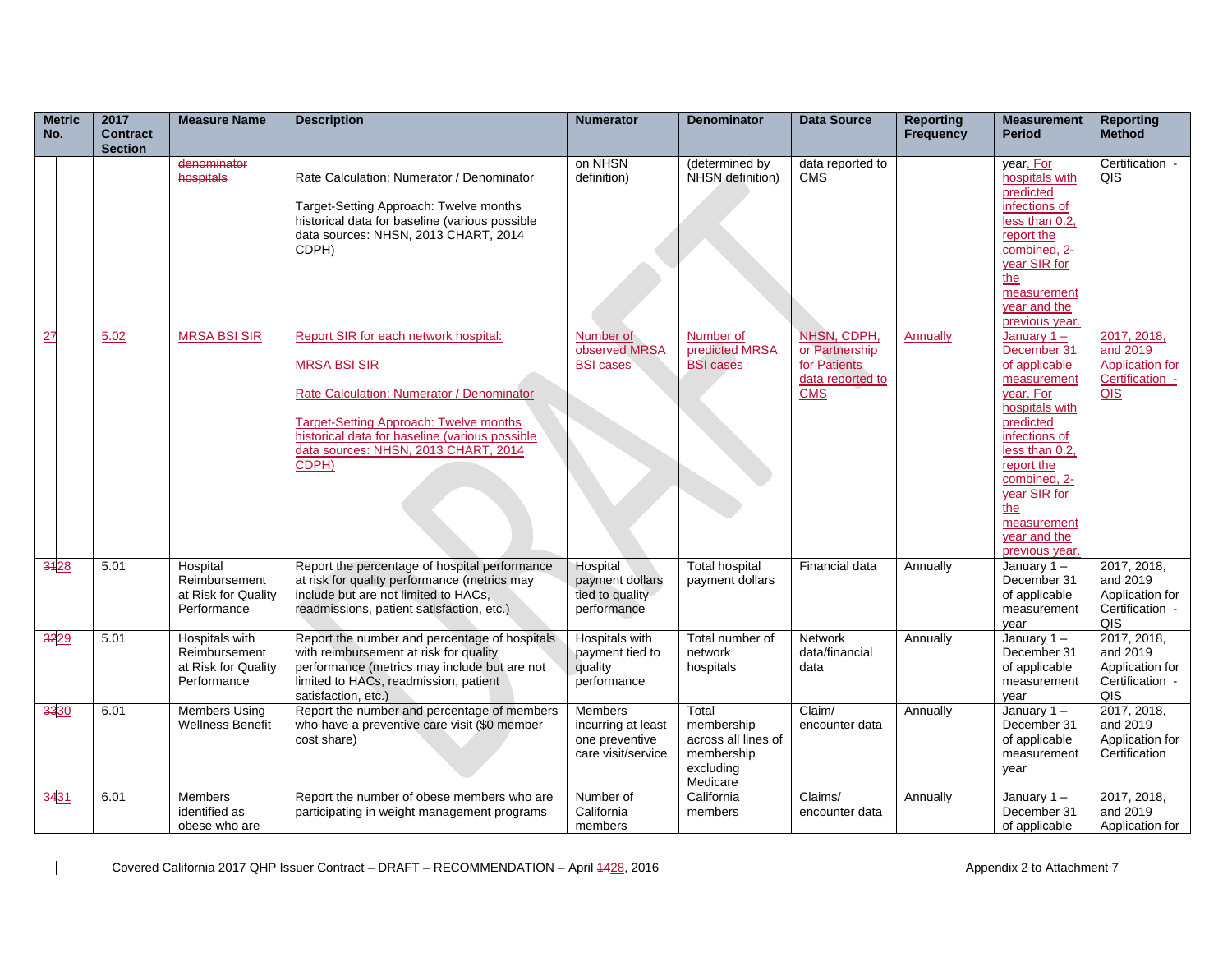| Metric No. | 2017 Contract Section | Measure Name | Description | Numerator | Denominator | Data Source | Reporting Frequency | Measurement Period | Reporting Method |
|---|---|---|---|---|---|---|---|---|---|
| | | denominator hospitals | Rate Calculation: Numerator / Denominator<br><br>Target-Setting Approach: Twelve months historical data for baseline (various possible data sources: NHSN, 2013 CHART, 2014 CDPH) | on NHSN definition) | (determined by NHSN definition) | data reported to CMS | | year. For hospitals with predicted infections of less than 0.2, report the combined, 2-year SIR for the measurement year and the previous year. | Certification - QIS |
| 27 | 5.02 | MRSA BSI SIR | Report SIR for each network hospital:<br><br>MRSA BSI SIR<br><br>Rate Calculation: Numerator / Denominator<br><br>Target-Setting Approach: Twelve months historical data for baseline (various possible data sources: NHSN, 2013 CHART, 2014 CDPH) | Number of observed MRSA BSI cases | Number of predicted MRSA BSI cases | NHSN, CDPH, or Partnership for Patients data reported to CMS | Annually | January 1 – December 31 of applicable measurement year. For hospitals with predicted infections of less than 0.2, report the combined, 2-year SIR for the measurement year and the previous year. | 2017, 2018, and 2019 Application for Certification - QIS |
| 3128 | 5.01 | Hospital Reimbursement at Risk for Quality Performance | Report the percentage of hospital performance at risk for quality performance (metrics may include but are not limited to HACs, readmissions, patient satisfaction, etc.) | Hospital payment dollars tied to quality performance | Total hospital payment dollars | Financial data | Annually | January 1 – December 31 of applicable measurement year | 2017, 2018, and 2019 Application for Certification - QIS |
| 3229 | 5.01 | Hospitals with Reimbursement at Risk for Quality Performance | Report the number and percentage of hospitals with reimbursement at risk for quality performance (metrics may include but are not limited to HACs, readmission, patient satisfaction, etc.) | Hospitals with payment tied to quality performance | Total number of network hospitals | Network data/financial data | Annually | January 1 – December 31 of applicable measurement year | 2017, 2018, and 2019 Application for Certification - QIS |
| 3330 | 6.01 | Members Using Wellness Benefit | Report the number and percentage of members who have a preventive care visit ($0 member cost share) | Members incurring at least one preventive care visit/service | Total membership across all lines of membership excluding Medicare | Claim/ encounter data | Annually | January 1 – December 31 of applicable measurement year | 2017, 2018, and 2019 Application for Certification |
| 3431 | 6.01 | Members identified as obese who are | Report the number of obese members who are participating in weight management programs | Number of California members | California members | Claims/ encounter data | Annually | January 1 – December 31 of applicable | 2017, 2018, and 2019 Application for |

Covered California 2017 QHP Issuer Contract – DRAFT – RECOMMENDATION – April 1428, 2016 — Appendix 2 to Attachment 7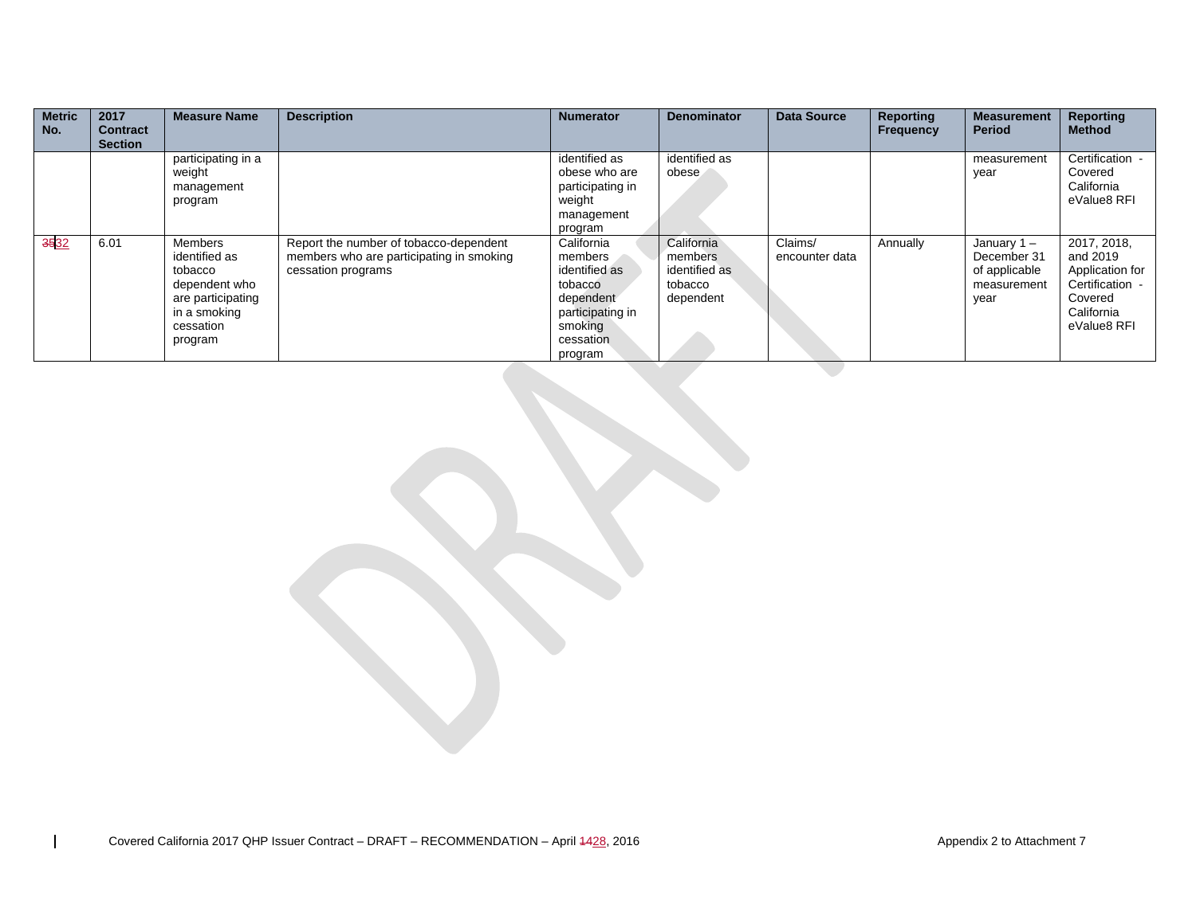| Metric No. | 2017 Contract Section | Measure Name | Description | Numerator | Denominator | Data Source | Reporting Frequency | Measurement Period | Reporting Method |
|---|---|---|---|---|---|---|---|---|---|
| | | participating in a weight management program | | identified as obese who are participating in weight management program | identified as obese | | | measurement year | Certification - Covered California eValue8 RFI |
| ~~35~~32 | 6.01 | Members identified as tobacco dependent who are participating in a smoking cessation program | Report the number of tobacco-dependent members who are participating in smoking cessation programs | California members identified as tobacco dependent participating in smoking cessation program | California members identified as tobacco dependent | Claims/ encounter data | Annually | January 1 – December 31 of applicable measurement year | 2017, 2018, and 2019 Application for Certification - Covered California eValue8 RFI |